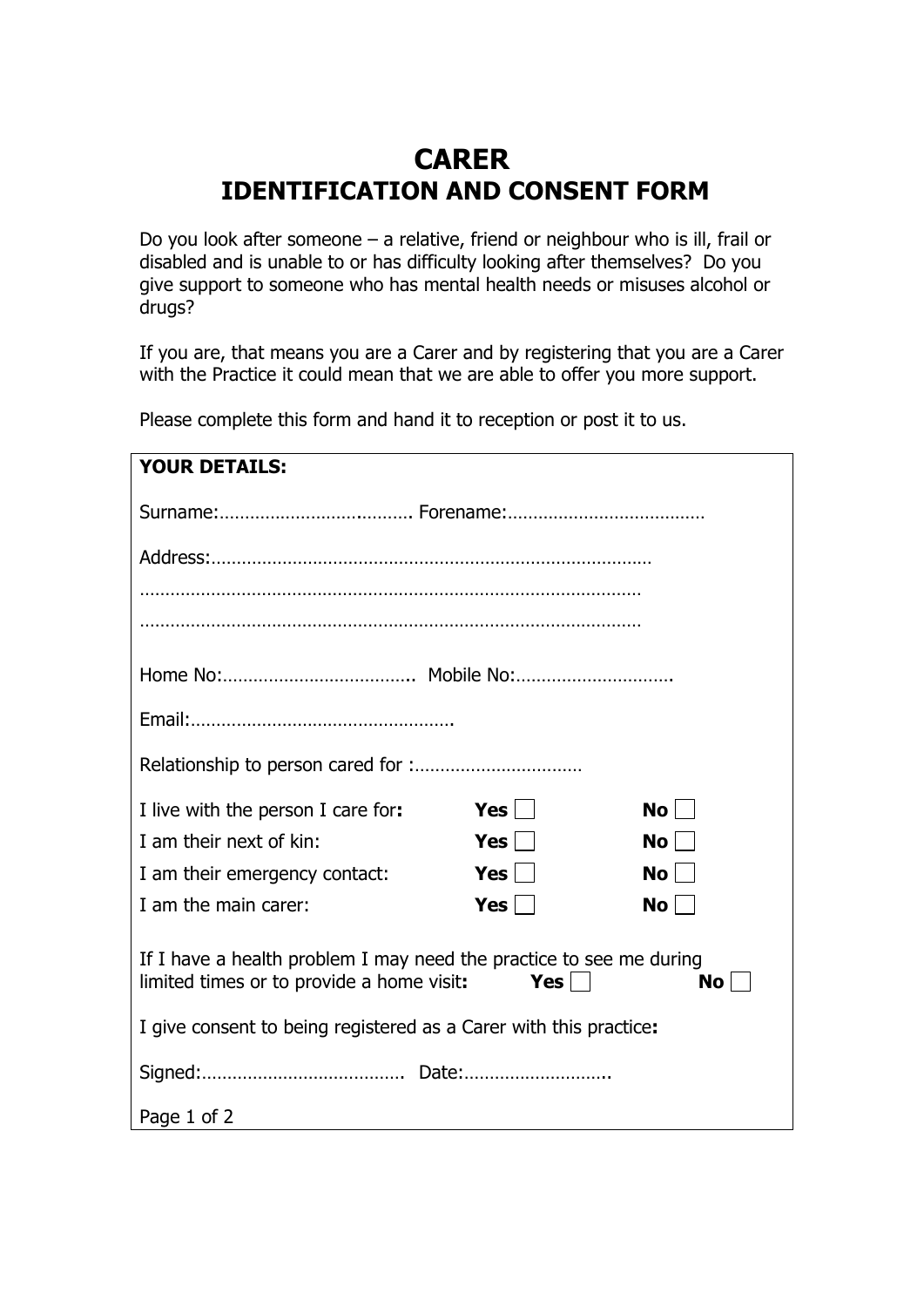# CARER
# IDENTIFICATION AND CONSENT FORM

Do you look after someone – a relative, friend or neighbour who is ill, frail or disabled and is unable to or has difficulty looking after themselves? Do you give support to someone who has mental health needs or misuses alcohol or drugs?

If you are, that means you are a Carer and by registering that you are a Carer with the Practice it could mean that we are able to offer you more support.

Please complete this form and hand it to reception or post it to us.

**YOUR DETAILS:**

Surname:…………………………………. Forename:…………………………………

Address:…………………………………………………………………………

…………………………………………………………………………………………

…………………………………………………………………………………………

Home No:……………………………….. Mobile No:………………………….

Email:…………………………………………….

Relationship to person cared for :……………………………

| | | |
|---|---|---|
| I live with the person I care for**:** | **Yes** ☐ | **No** ☐ |
| I am their next of kin: | **Yes** ☐ | **No** ☐ |
| I am their emergency contact: | **Yes** ☐ | **No** ☐ |
| I am the main carer: | **Yes** ☐ | **No** ☐ |

If I have a health problem I may need the practice to see me during limited times or to provide a home visit**:** **Yes** ☐ **No** ☐

I give consent to being registered as a Carer with this practice**:**

Signed:………………………………… Date:………………………..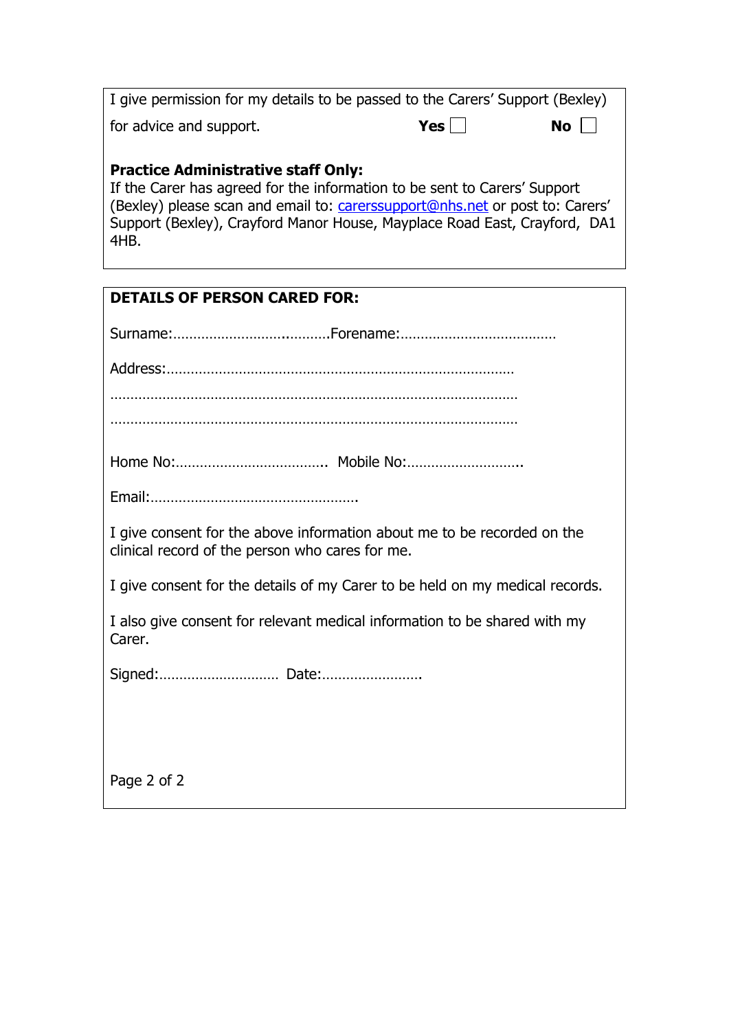I give permission for my details to be passed to the Carers' Support (Bexley) for advice and support. **Yes** ☐ **No** ☐

**Practice Administrative staff Only:**
If the Carer has agreed for the information to be sent to Carers' Support (Bexley) please scan and email to: carerssupport@nhs.net or post to: Carers' Support (Bexley), Crayford Manor House, Mayplace Road East, Crayford, DA1 4HB.

**DETAILS OF PERSON CARED FOR:**

Surname:……………………..………Forename:…………………………………

Address:……………………………………………………………………………

……………………………………………………………………………………………

……………………………………………………………………………………………

Home No:……………………………….. Mobile No:………………………..

Email:…………………………………………….

I give consent for the above information about me to be recorded on the clinical record of the person who cares for me.

I give consent for the details of my Carer to be held on my medical records.

I also give consent for relevant medical information to be shared with my Carer.

Signed:………………………… Date:…………………….